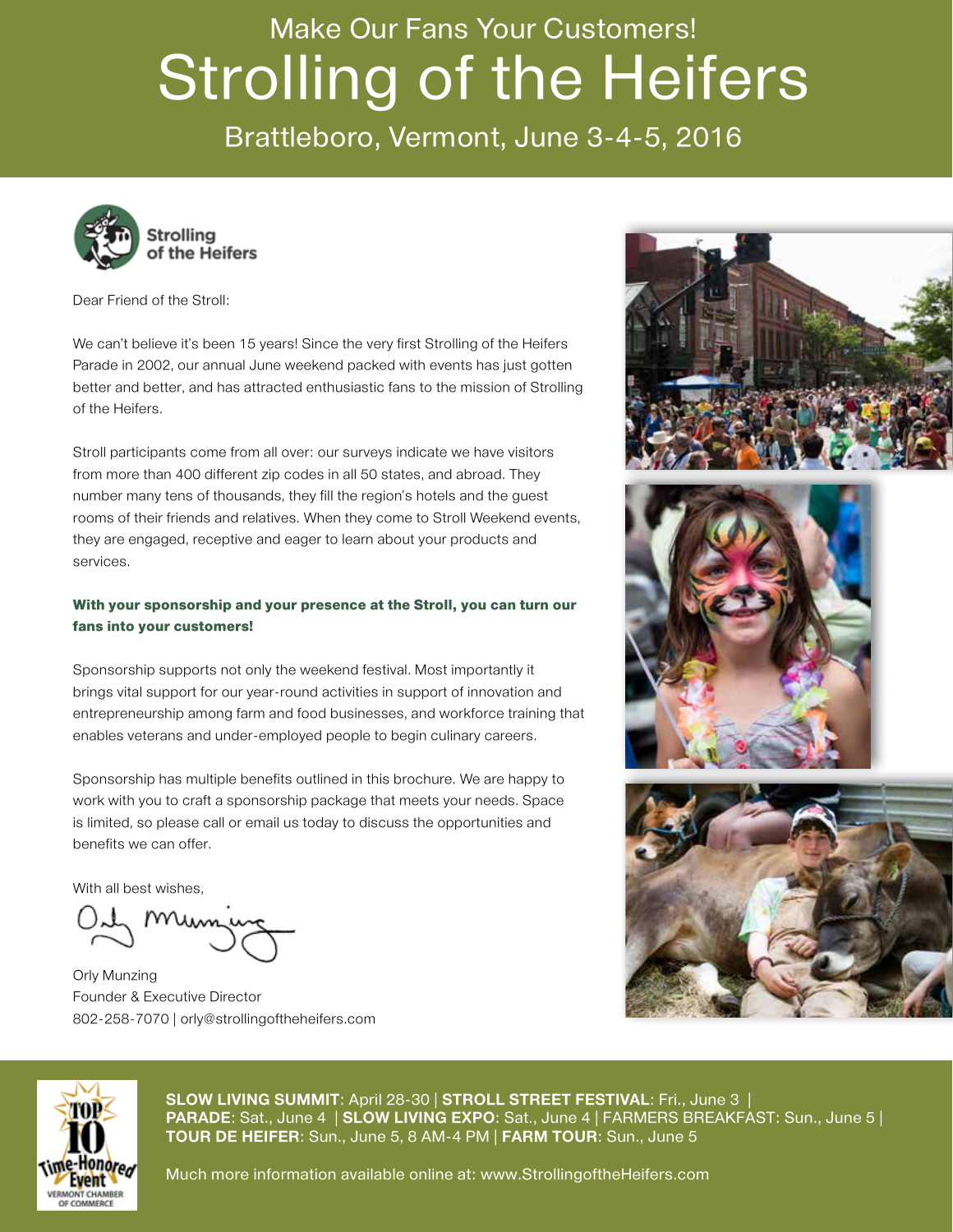Make Our Fans Your Customers!

# Strolling of the Heifers

## Brattleboro, Vermont, June 3-4-5, 2016

Strolling of the Heifers

Dear Friend of the Stroll:

We can't believe it's been 15 years! Since the very first Strolling of the Heifers Parade in 2002, our annual June weekend packed with events has just gotten better and better, and has attracted enthusiastic fans to the mission of Strolling of the Heifers.

Stroll participants come from all over: our surveys indicate we have visitors from more than 400 different zip codes in all 50 states, and abroad. They number many tens of thousands, they fill the region's hotels and the guest rooms of their friends and relatives. When they come to Stroll Weekend events, they are engaged, receptive and eager to learn about your products and services.

**With your sponsorship and your presence at the Stroll, you can turn our fans into your customers!**

Sponsorship supports not only the weekend festival. Most importantly it brings vital support for our year-round activities in support of innovation and entrepreneurship among farm and food businesses, and workforce training that enables veterans and under-employed people to begin culinary careers.

Sponsorship has multiple benefits outlined in this brochure. We are happy to work with you to craft a sponsorship package that meets your needs. Space is limited, so please call or email us today to discuss the opportunities and benefits we can offer.

With all best wishes,

Orly Munzing
Founder & Executive Director
802-258-7070 | orly@strollingoftheheifers.com

Top 10 Time-Honored Event — Vermont Chamber of Commerce

**SLOW LIVING SUMMIT**: April 28-30 | **STROLL STREET FESTIVAL**: Fri., June 3 | **PARADE**: Sat., June 4 | **SLOW LIVING EXPO**: Sat., June 4 | FARMERS BREAKFAST: Sun., June 5 | **TOUR DE HEIFER**: Sun., June 5, 8 AM-4 PM | **FARM TOUR**: Sun., June 5

Much more information available online at: www.StrollingoftheHeifers.com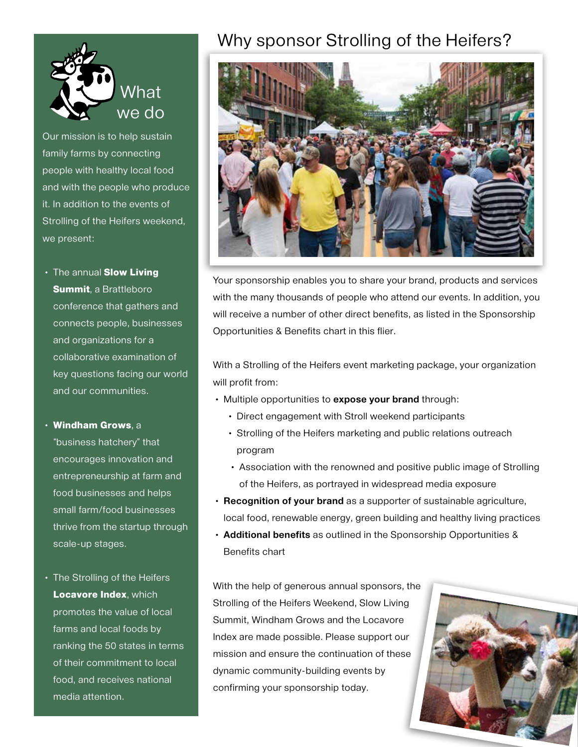## What we do

Our mission is to help sustain family farms by connecting people with healthy local food and with the people who produce it. In addition to the events of Strolling of the Heifers weekend, we present:

- The annual **Slow Living Summit**, a Brattleboro conference that gathers and connects people, businesses and organizations for a collaborative examination of key questions facing our world and our communities.
- **Windham Grows**, a "business hatchery" that encourages innovation and entrepreneurship at farm and food businesses and helps small farm/food businesses thrive from the startup through scale-up stages.
- The Strolling of the Heifers **Locavore Index**, which promotes the value of local farms and local foods by ranking the 50 states in terms of their commitment to local food, and receives national media attention.

# Why sponsor Strolling of the Heifers?

Your sponsorship enables you to share your brand, products and services with the many thousands of people who attend our events. In addition, you will receive a number of other direct benefits, as listed in the Sponsorship Opportunities & Benefits chart in this flier.

With a Strolling of the Heifers event marketing package, your organization will profit from:

- Multiple opportunities to **expose your brand** through:
  - Direct engagement with Stroll weekend participants
  - Strolling of the Heifers marketing and public relations outreach program
  - Association with the renowned and positive public image of Strolling of the Heifers, as portrayed in widespread media exposure
- **Recognition of your brand** as a supporter of sustainable agriculture, local food, renewable energy, green building and healthy living practices
- **Additional benefits** as outlined in the Sponsorship Opportunities & Benefits chart

With the help of generous annual sponsors, the Strolling of the Heifers Weekend, Slow Living Summit, Windham Grows and the Locavore Index are made possible. Please support our mission and ensure the continuation of these dynamic community-building events by confirming your sponsorship today.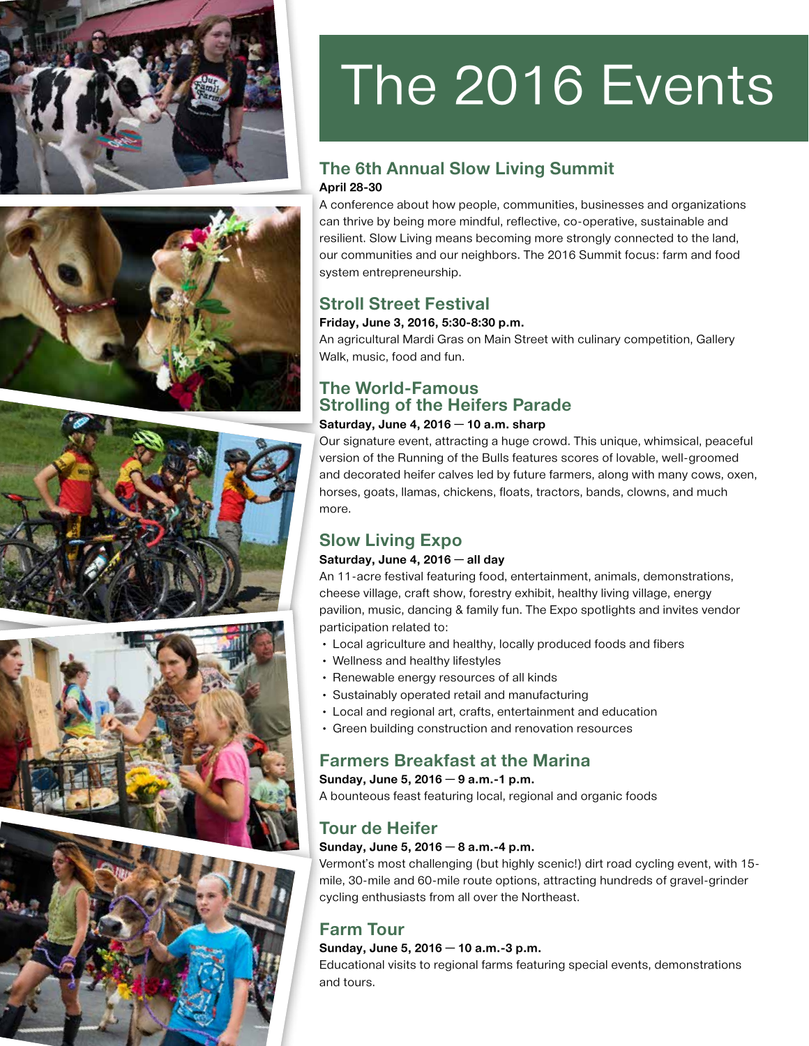# The 2016 Events

## The 6th Annual Slow Living Summit

**April 28-30**

A conference about how people, communities, businesses and organizations can thrive by being more mindful, reflective, co-operative, sustainable and resilient. Slow Living means becoming more strongly connected to the land, our communities and our neighbors. The 2016 Summit focus: farm and food system entrepreneurship.

## Stroll Street Festival

**Friday, June 3, 2016, 5:30-8:30 p.m.**

An agricultural Mardi Gras on Main Street with culinary competition, Gallery Walk, music, food and fun.

## The World-Famous Strolling of the Heifers Parade

**Saturday, June 4, 2016 — 10 a.m. sharp**

Our signature event, attracting a huge crowd. This unique, whimsical, peaceful version of the Running of the Bulls features scores of lovable, well-groomed and decorated heifer calves led by future farmers, along with many cows, oxen, horses, goats, llamas, chickens, floats, tractors, bands, clowns, and much more.

## Slow Living Expo

**Saturday, June 4, 2016 — all day**

An 11-acre festival featuring food, entertainment, animals, demonstrations, cheese village, craft show, forestry exhibit, healthy living village, energy pavilion, music, dancing & family fun. The Expo spotlights and invites vendor participation related to:

- Local agriculture and healthy, locally produced foods and fibers
- Wellness and healthy lifestyles
- Renewable energy resources of all kinds
- Sustainably operated retail and manufacturing
- Local and regional art, crafts, entertainment and education
- Green building construction and renovation resources

## Farmers Breakfast at the Marina

**Sunday, June 5, 2016 — 9 a.m.-1 p.m.**

A bounteous feast featuring local, regional and organic foods

## Tour de Heifer

**Sunday, June 5, 2016 — 8 a.m.-4 p.m.**

Vermont's most challenging (but highly scenic!) dirt road cycling event, with 15-mile, 30-mile and 60-mile route options, attracting hundreds of gravel-grinder cycling enthusiasts from all over the Northeast.

## Farm Tour

**Sunday, June 5, 2016 — 10 a.m.-3 p.m.**

Educational visits to regional farms featuring special events, demonstrations and tours.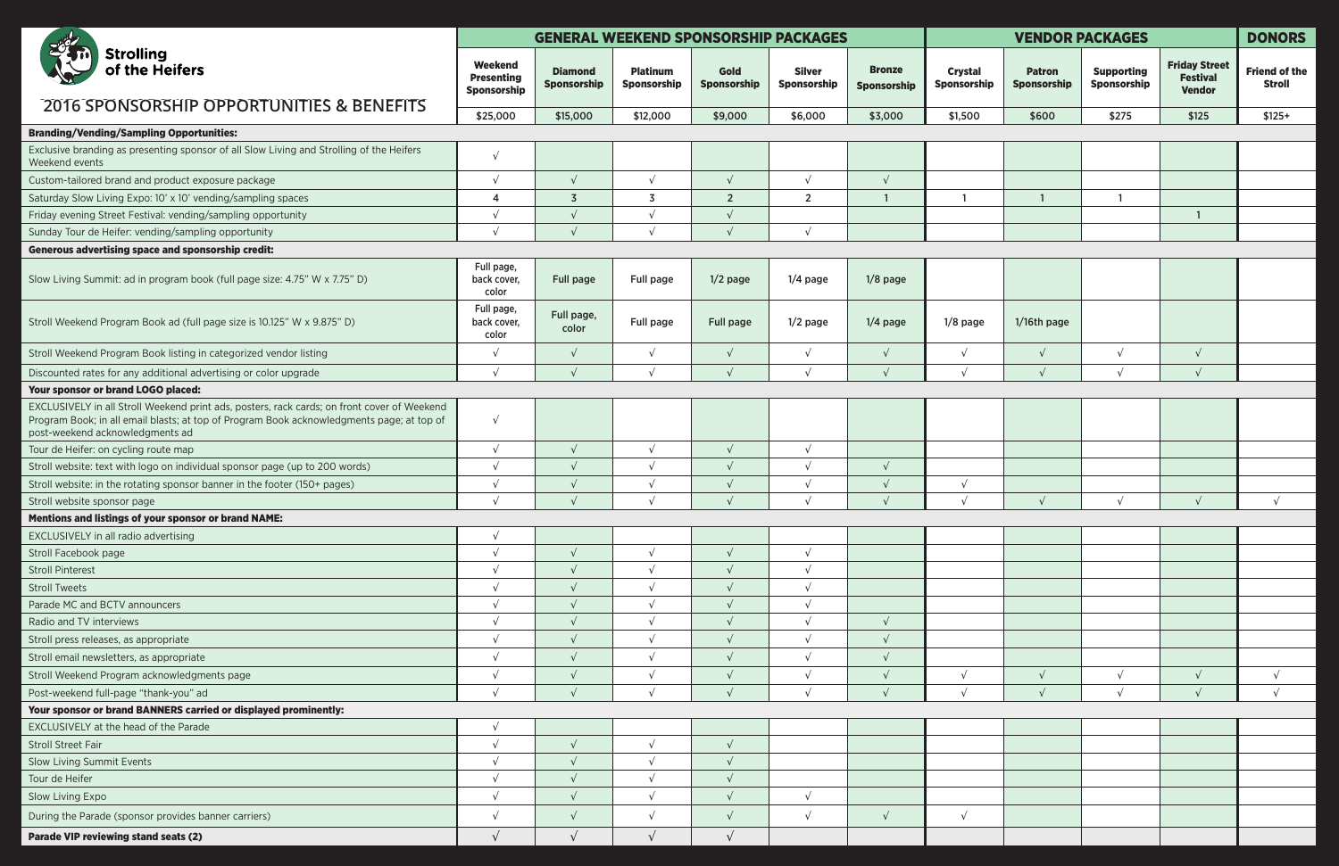# Strolling of the Heifers

## 2016 SPONSORSHIP OPPORTUNITIES & BENEFITS

| | GENERAL WEEKEND SPONSORSHIP PACKAGES | | | | | | VENDOR PACKAGES | | | | DONORS |
|---|---|---|---|---|---|---|---|---|---|---|---|
| | Weekend Presenting Sponsorship | Diamond Sponsorship | Platinum Sponsorship | Gold Sponsorship | Silver Sponsorship | Bronze Sponsorship | Crystal Sponsorship | Patron Sponsorship | Supporting Sponsorship | Friday Street Festival Vendor | Friend of the Stroll |
| | $25,000 | $15,000 | $12,000 | $9,000 | $6,000 | $3,000 | $1,500 | $600 | $275 | $125 | $125+ |
| **Branding/Vending/Sampling Opportunities:** | | | | | | | | | | | |
| Exclusive branding as presenting sponsor of all Slow Living and Strolling of the Heifers Weekend events | √ | | | | | | | | | | |
| Custom-tailored brand and product exposure package | √ | √ | √ | √ | √ | √ | | | | | |
| Saturday Slow Living Expo: 10' x 10' vending/sampling spaces | 4 | 3 | 3 | 2 | 2 | 1 | 1 | 1 | 1 | | |
| Friday evening Street Festival: vending/sampling opportunity | √ | √ | √ | √ | | | | | | 1 | |
| Sunday Tour de Heifer: vending/sampling opportunity | √ | √ | √ | √ | √ | | | | | | |
| **Generous advertising space and sponsorship credit:** | | | | | | | | | | | |
| Slow Living Summit: ad in program book (full page size: 4.75" W x 7.75" D) | Full page, back cover, color | Full page | Full page | 1/2 page | 1/4 page | 1/8 page | | | | | |
| Stroll Weekend Program Book ad (full page size is 10.125" W x 9.875" D) | Full page, back cover, color | Full page, color | Full page | Full page | 1/2 page | 1/4 page | 1/8 page | 1/16th page | | | |
| Stroll Weekend Program Book listing in categorized vendor listing | √ | √ | √ | √ | √ | √ | √ | √ | √ | √ | |
| Discounted rates for any additional advertising or color upgrade | √ | √ | √ | √ | √ | √ | √ | √ | √ | √ | |
| **Your sponsor or brand LOGO placed:** | | | | | | | | | | | |
| EXCLUSIVELY in all Stroll Weekend print ads, posters, rack cards; on front cover of Weekend Program Book; in all email blasts; at top of Program Book acknowledgments page; at top of post-weekend acknowledgments ad | √ | | | | | | | | | | |
| Tour de Heifer: on cycling route map | √ | √ | √ | √ | √ | | | | | | |
| Stroll website: text with logo on individual sponsor page (up to 200 words) | √ | √ | √ | √ | √ | √ | | | | | |
| Stroll website: in the rotating sponsor banner in the footer (150+ pages) | √ | √ | √ | √ | √ | √ | √ | | | | |
| Stroll website sponsor page | √ | √ | √ | √ | √ | √ | √ | √ | √ | √ | √ |
| **Mentions and listings of your sponsor or brand NAME:** | | | | | | | | | | | |
| EXCLUSIVELY in all radio advertising | √ | | | | | | | | | | |
| Stroll Facebook page | √ | √ | √ | √ | √ | | | | | | |
| Stroll Pinterest | √ | √ | √ | √ | √ | | | | | | |
| Stroll Tweets | √ | √ | √ | √ | √ | | | | | | |
| Parade MC and BCTV announcers | √ | √ | √ | √ | √ | | | | | | |
| Radio and TV interviews | √ | √ | √ | √ | √ | √ | | | | | |
| Stroll press releases, as appropriate | √ | √ | √ | √ | √ | √ | | | | | |
| Stroll email newsletters, as appropriate | √ | √ | √ | √ | √ | √ | | | | | |
| Stroll Weekend Program acknowledgments page | √ | √ | √ | √ | √ | √ | √ | √ | √ | √ | √ |
| Post-weekend full-page "thank-you" ad | √ | √ | √ | √ | √ | √ | √ | √ | √ | √ | √ |
| **Your sponsor or brand BANNERS carried or displayed prominently:** | | | | | | | | | | | |
| EXCLUSIVELY at the head of the Parade | √ | | | | | | | | | | |
| Stroll Street Fair | √ | √ | √ | √ | | | | | | | |
| Slow Living Summit Events | √ | √ | √ | √ | | | | | | | |
| Tour de Heifer | √ | √ | √ | √ | | | | | | | |
| Slow Living Expo | √ | √ | √ | √ | √ | | | | | | |
| During the Parade (sponsor provides banner carriers) | √ | √ | √ | √ | √ | √ | √ | | | | |
| **Parade VIP reviewing stand seats (2)** | √ | √ | √ | √ | | | | | | | |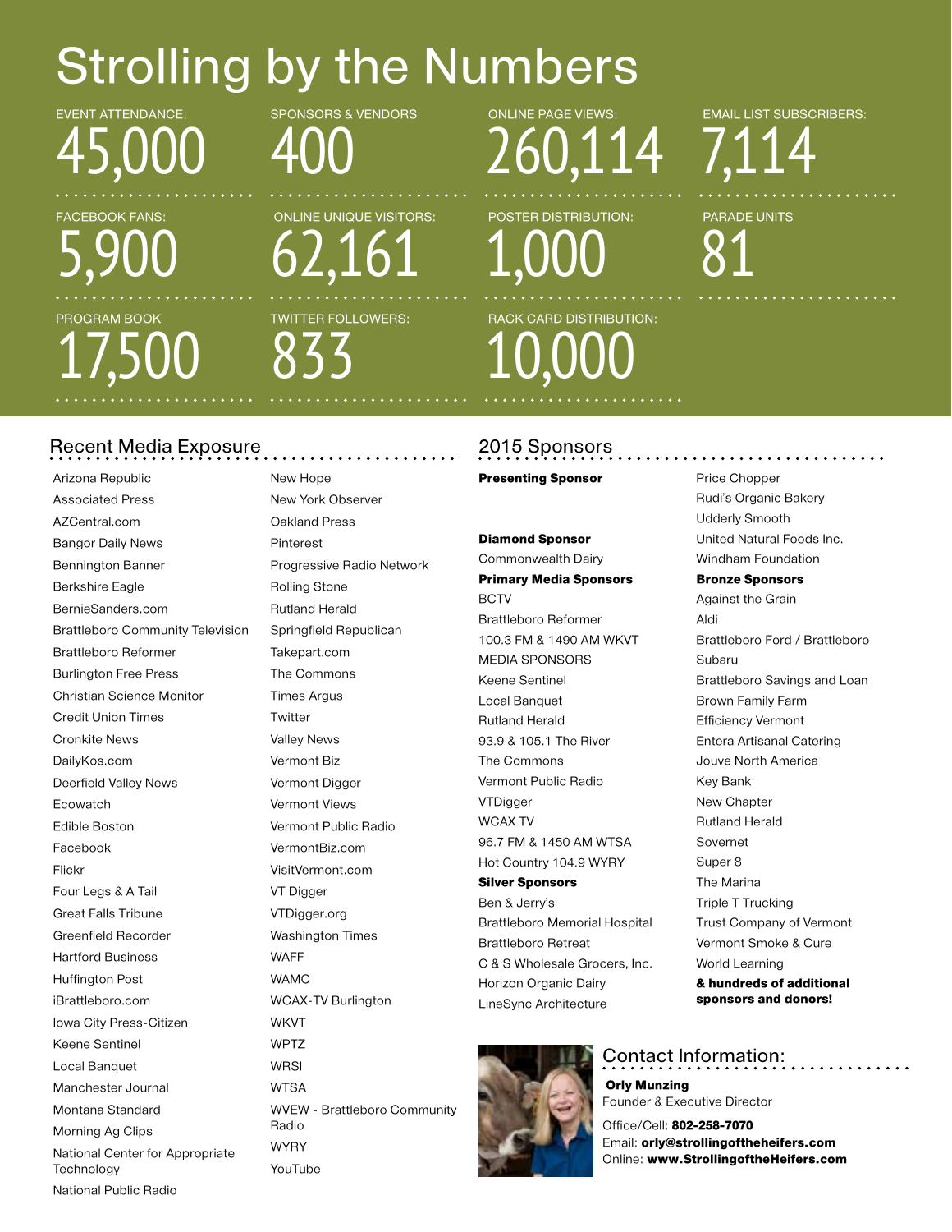# Strolling by the Numbers

EVENT ATTENDANCE: 45,000

SPONSORS & VENDORS: 400

ONLINE PAGE VIEWS: 260,114

EMAIL LIST SUBSCRIBERS: 7,114

FACEBOOK FANS: 5,900

ONLINE UNIQUE VISITORS: 62,161

POSTER DISTRIBUTION: 1,000

PARADE UNITS: 81

PROGRAM BOOK: 17,500

TWITTER FOLLOWERS: 833

RACK CARD DISTRIBUTION: 10,000

## Recent Media Exposure

Arizona Republic
Associated Press
AZCentral.com
Bangor Daily News
Bennington Banner
Berkshire Eagle
BernieSanders.com
Brattleboro Community Television
Brattleboro Reformer
Burlington Free Press
Christian Science Monitor
Credit Union Times
Cronkite News
DailyKos.com
Deerfield Valley News
Ecowatch
Edible Boston
Facebook
Flickr
Four Legs & A Tail
Great Falls Tribune
Greenfield Recorder
Hartford Business
Huffington Post
iBrattleboro.com
Iowa City Press-Citizen
Keene Sentinel
Local Banquet
Manchester Journal
Montana Standard
Morning Ag Clips
National Center for Appropriate Technology
National Public Radio
New Hope
New York Observer
Oakland Press
Pinterest
Progressive Radio Network
Rolling Stone
Rutland Herald
Springfield Republican
Takepart.com
The Commons
Times Argus
Twitter
Valley News
Vermont Biz
Vermont Digger
Vermont Views
Vermont Public Radio
VermontBiz.com
VisitVermont.com
VT Digger
VTDigger.org
Washington Times
WAFF
WAMC
WCAX-TV Burlington
WKVT
WPTZ
WRSI
WTSA
WVEW - Brattleboro Community Radio
WYRY
YouTube

## 2015 Sponsors

**Presenting Sponsor**

**Diamond Sponsor**
Commonwealth Dairy

**Primary Media Sponsors**
BCTV
Brattleboro Reformer
100.3 FM & 1490 AM WKVT

MEDIA SPONSORS
Keene Sentinel
Local Banquet
Rutland Herald
93.9 & 105.1 The River
The Commons
Vermont Public Radio
VTDigger
WCAX TV
96.7 FM & 1450 AM WTSA
Hot Country 104.9 WYRY

**Silver Sponsors**
Ben & Jerry's
Brattleboro Memorial Hospital
Brattleboro Retreat
C & S Wholesale Grocers, Inc.
Horizon Organic Dairy
LineSync Architecture
Price Chopper
Rudi's Organic Bakery
Udderly Smooth
United Natural Foods Inc.
Windham Foundation

**Bronze Sponsors**
Against the Grain
Aldi
Brattleboro Ford / Brattleboro Subaru
Brattleboro Savings and Loan
Brown Family Farm
Efficiency Vermont
Entera Artisanal Catering
Jouve North America
Key Bank
New Chapter
Rutland Herald
Sovernet
Super 8
The Marina
Triple T Trucking
Trust Company of Vermont
Vermont Smoke & Cure
World Learning

**& hundreds of additional sponsors and donors!**

## Contact Information:

**Orly Munzing**
Founder & Executive Director

Office/Cell: **802-258-7070**
Email: **orly@strollingoftheheifers.com**
Online: **www.StrollingoftheHeifers.com**